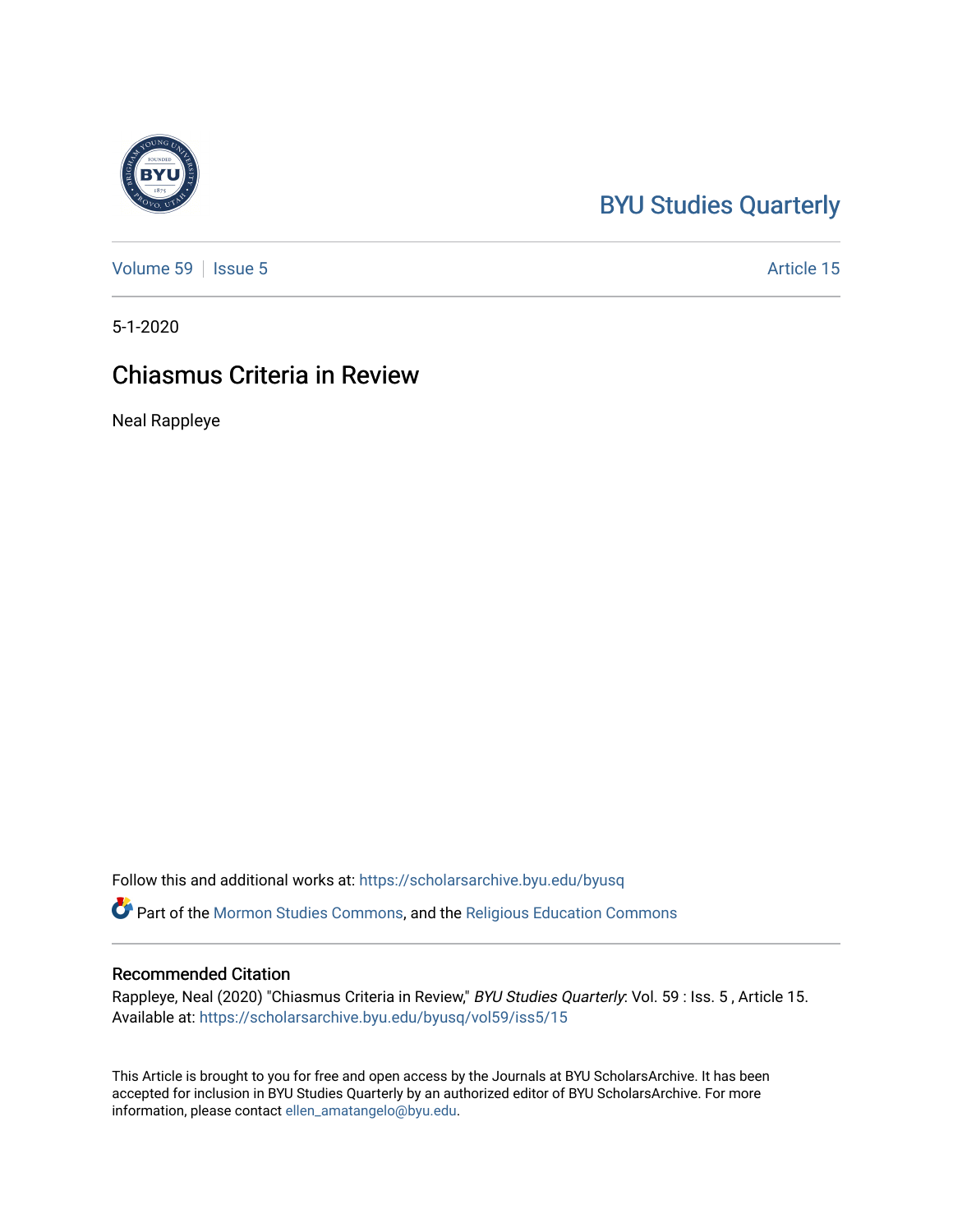BYU Studies Quarterly

Volume 59 | Issue 5 | Article 15

5-1-2020

# Chiasmus Criteria in Review

Neal Rappleye

Follow this and additional works at: https://scholarsarchive.byu.edu/byusq

Part of the Mormon Studies Commons, and the Religious Education Commons

## Recommended Citation

Rappleye, Neal (2020) "Chiasmus Criteria in Review," *BYU Studies Quarterly*: Vol. 59 : Iss. 5 , Article 15.
Available at: https://scholarsarchive.byu.edu/byusq/vol59/iss5/15

This Article is brought to you for free and open access by the Journals at BYU ScholarsArchive. It has been accepted for inclusion in BYU Studies Quarterly by an authorized editor of BYU ScholarsArchive. For more information, please contact ellen_amatangelo@byu.edu.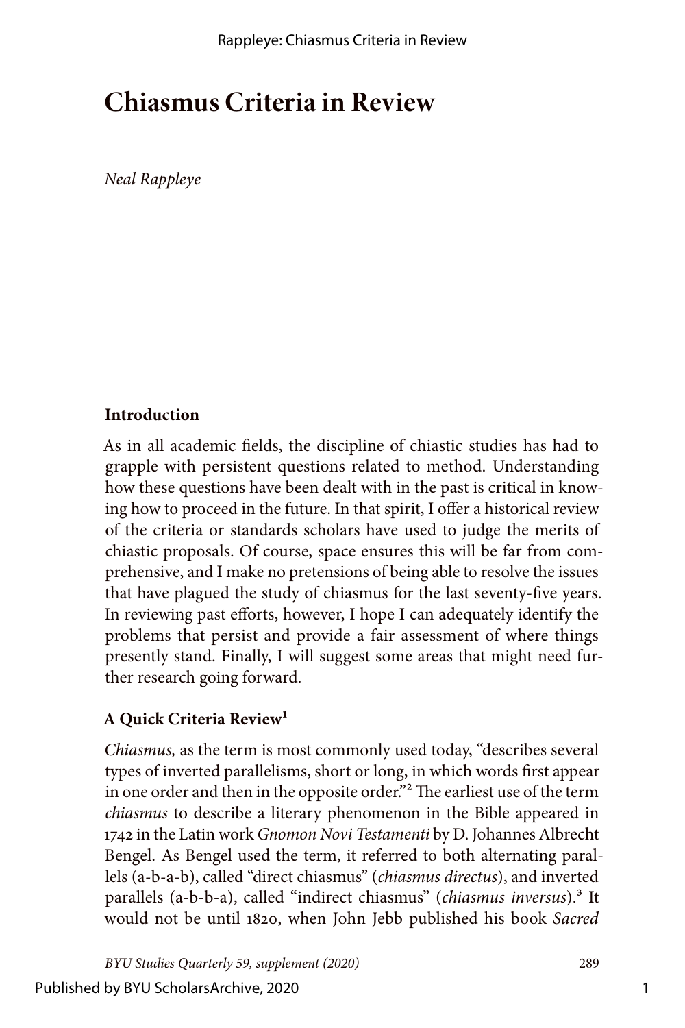# Chiasmus Criteria in Review

*Neal Rappleye*

## Introduction

As in all academic fields, the discipline of chiastic studies has had to grapple with persistent questions related to method. Understanding how these questions have been dealt with in the past is critical in knowing how to proceed in the future. In that spirit, I offer a historical review of the criteria or standards scholars have used to judge the merits of chiastic proposals. Of course, space ensures this will be far from comprehensive, and I make no pretensions of being able to resolve the issues that have plagued the study of chiasmus for the last seventy-five years. In reviewing past efforts, however, I hope I can adequately identify the problems that persist and provide a fair assessment of where things presently stand. Finally, I will suggest some areas that might need further research going forward.

## A Quick Criteria Review[1]

*Chiasmus,* as the term is most commonly used today, "describes several types of inverted parallelisms, short or long, in which words first appear in one order and then in the opposite order."[2] The earliest use of the term *chiasmus* to describe a literary phenomenon in the Bible appeared in 1742 in the Latin work *Gnomon Novi Testamenti* by D. Johannes Albrecht Bengel. As Bengel used the term, it referred to both alternating parallels (a-b-a-b), called "direct chiasmus" (*chiasmus directus*), and inverted parallels (a-b-b-a), called "indirect chiasmus" (*chiasmus inversus*).[3] It would not be until 1820, when John Jebb published his book *Sacred*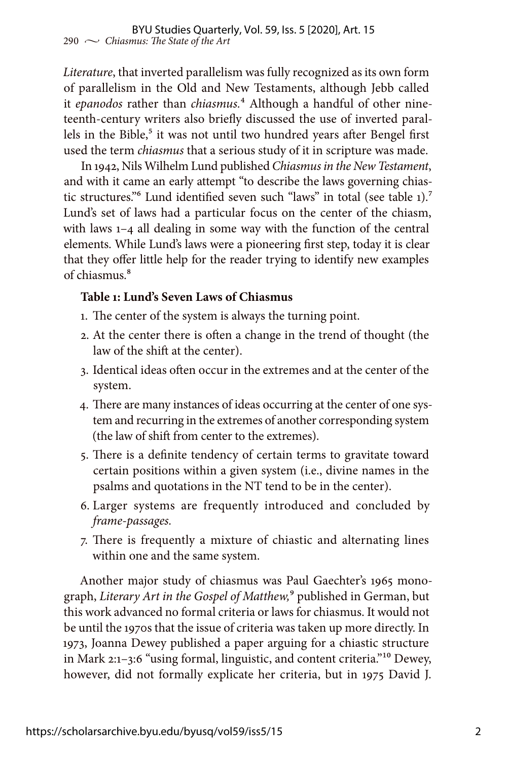*Literature*, that inverted parallelism was fully recognized as its own form of parallelism in the Old and New Testaments, although Jebb called it *epanodos* rather than *chiasmus*.[4] Although a handful of other nineteenth-century writers also briefly discussed the use of inverted parallels in the Bible,[5] it was not until two hundred years after Bengel first used the term *chiasmus* that a serious study of it in scripture was made.

In 1942, Nils Wilhelm Lund published *Chiasmus in the New Testament*, and with it came an early attempt "to describe the laws governing chiastic structures."[6] Lund identified seven such "laws" in total (see table 1).[7] Lund's set of laws had a particular focus on the center of the chiasm, with laws 1–4 all dealing in some way with the function of the central elements. While Lund's laws were a pioneering first step, today it is clear that they offer little help for the reader trying to identify new examples of chiasmus.[8]

**Table 1: Lund's Seven Laws of Chiasmus**

1. The center of the system is always the turning point.
2. At the center there is often a change in the trend of thought (the law of the shift at the center).
3. Identical ideas often occur in the extremes and at the center of the system.
4. There are many instances of ideas occurring at the center of one system and recurring in the extremes of another corresponding system (the law of shift from center to the extremes).
5. There is a definite tendency of certain terms to gravitate toward certain positions within a given system (i.e., divine names in the psalms and quotations in the NT tend to be in the center).
6. Larger systems are frequently introduced and concluded by *frame-passages*.
7. There is frequently a mixture of chiastic and alternating lines within one and the same system.

Another major study of chiasmus was Paul Gaechter's 1965 monograph, *Literary Art in the Gospel of Matthew*,[9] published in German, but this work advanced no formal criteria or laws for chiasmus. It would not be until the 1970s that the issue of criteria was taken up more directly. In 1973, Joanna Dewey published a paper arguing for a chiastic structure in Mark 2:1–3:6 "using formal, linguistic, and content criteria."[10] Dewey, however, did not formally explicate her criteria, but in 1975 David J.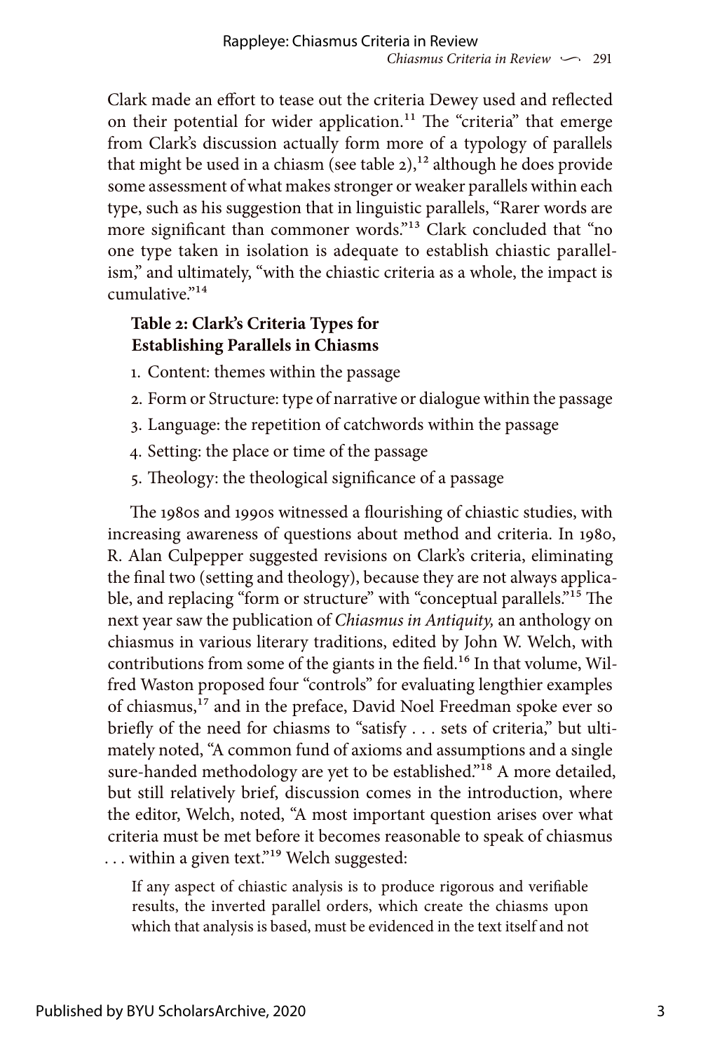Clark made an effort to tease out the criteria Dewey used and reflected on their potential for wider application.[11] The "criteria" that emerge from Clark's discussion actually form more of a typology of parallels that might be used in a chiasm (see table 2),[12] although he does provide some assessment of what makes stronger or weaker parallels within each type, such as his suggestion that in linguistic parallels, "Rarer words are more significant than commoner words."[13] Clark concluded that "no one type taken in isolation is adequate to establish chiastic parallelism," and ultimately, "with the chiastic criteria as a whole, the impact is cumulative."[14]

**Table 2: Clark's Criteria Types for Establishing Parallels in Chiasms**

1. Content: themes within the passage
2. Form or Structure: type of narrative or dialogue within the passage
3. Language: the repetition of catchwords within the passage
4. Setting: the place or time of the passage
5. Theology: the theological significance of a passage

The 1980s and 1990s witnessed a flourishing of chiastic studies, with increasing awareness of questions about method and criteria. In 1980, R. Alan Culpepper suggested revisions on Clark's criteria, eliminating the final two (setting and theology), because they are not always applicable, and replacing "form or structure" with "conceptual parallels."[15] The next year saw the publication of *Chiasmus in Antiquity,* an anthology on chiasmus in various literary traditions, edited by John W. Welch, with contributions from some of the giants in the field.[16] In that volume, Wilfred Waston proposed four "controls" for evaluating lengthier examples of chiasmus,[17] and in the preface, David Noel Freedman spoke ever so briefly of the need for chiasms to "satisfy . . . sets of criteria," but ultimately noted, "A common fund of axioms and assumptions and a single sure-handed methodology are yet to be established."[18] A more detailed, but still relatively brief, discussion comes in the introduction, where the editor, Welch, noted, "A most important question arises over what criteria must be met before it becomes reasonable to speak of chiasmus . . . within a given text."[19] Welch suggested:

> If any aspect of chiastic analysis is to produce rigorous and verifiable results, the inverted parallel orders, which create the chiasms upon which that analysis is based, must be evidenced in the text itself and not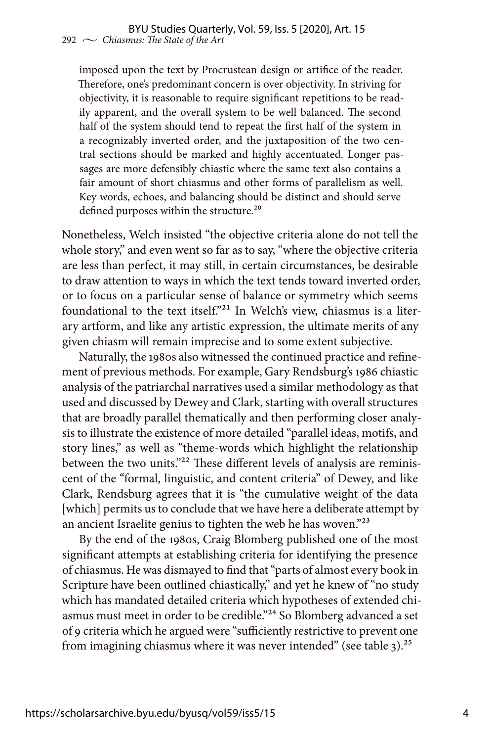> imposed upon the text by Procrustean design or artifice of the reader. Therefore, one's predominant concern is over objectivity. In striving for objectivity, it is reasonable to require significant repetitions to be readily apparent, and the overall system to be well balanced. The second half of the system should tend to repeat the first half of the system in a recognizably inverted order, and the juxtaposition of the two central sections should be marked and highly accentuated. Longer passages are more defensibly chiastic where the same text also contains a fair amount of short chiasmus and other forms of parallelism as well. Key words, echoes, and balancing should be distinct and should serve defined purposes within the structure.[20]

Nonetheless, Welch insisted "the objective criteria alone do not tell the whole story," and even went so far as to say, "where the objective criteria are less than perfect, it may still, in certain circumstances, be desirable to draw attention to ways in which the text tends toward inverted order, or to focus on a particular sense of balance or symmetry which seems foundational to the text itself."[21] In Welch's view, chiasmus is a literary artform, and like any artistic expression, the ultimate merits of any given chiasm will remain imprecise and to some extent subjective.

Naturally, the 1980s also witnessed the continued practice and refinement of previous methods. For example, Gary Rendsburg's 1986 chiastic analysis of the patriarchal narratives used a similar methodology as that used and discussed by Dewey and Clark, starting with overall structures that are broadly parallel thematically and then performing closer analysis to illustrate the existence of more detailed "parallel ideas, motifs, and story lines," as well as "theme-words which highlight the relationship between the two units."[22] These different levels of analysis are reminiscent of the "formal, linguistic, and content criteria" of Dewey, and like Clark, Rendsburg agrees that it is "the cumulative weight of the data [which] permits us to conclude that we have here a deliberate attempt by an ancient Israelite genius to tighten the web he has woven."[23]

By the end of the 1980s, Craig Blomberg published one of the most significant attempts at establishing criteria for identifying the presence of chiasmus. He was dismayed to find that "parts of almost every book in Scripture have been outlined chiastically," and yet he knew of "no study which has mandated detailed criteria which hypotheses of extended chiasmus must meet in order to be credible."[24] So Blomberg advanced a set of 9 criteria which he argued were "sufficiently restrictive to prevent one from imagining chiasmus where it was never intended" (see table 3).[25]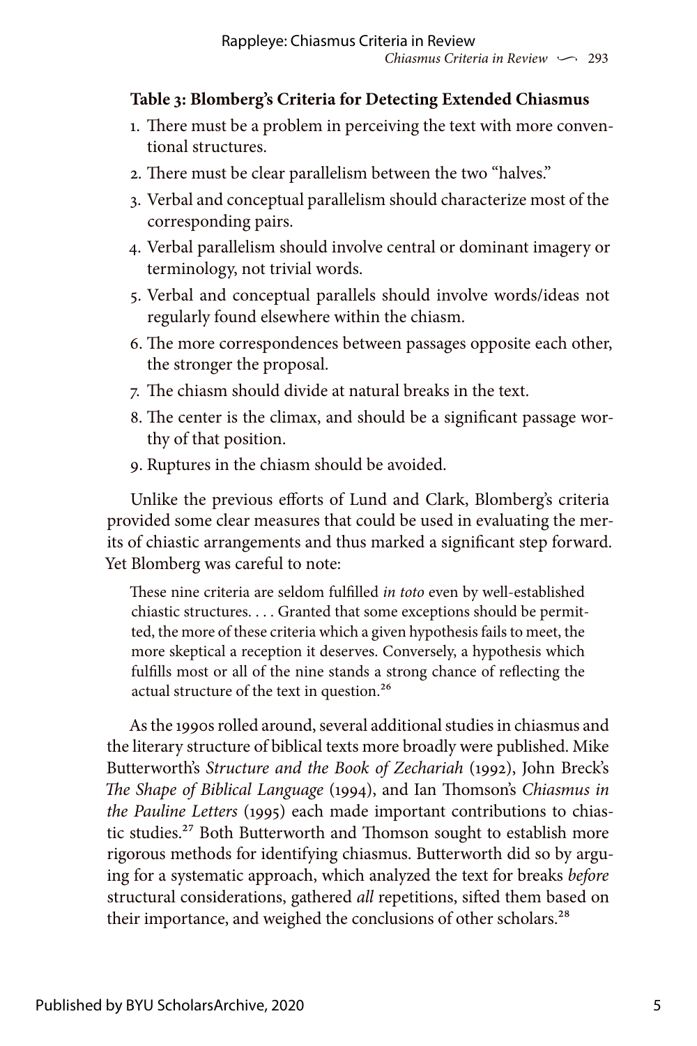**Table 3: Blomberg's Criteria for Detecting Extended Chiasmus**

1. There must be a problem in perceiving the text with more conventional structures.
2. There must be clear parallelism between the two "halves."
3. Verbal and conceptual parallelism should characterize most of the corresponding pairs.
4. Verbal parallelism should involve central or dominant imagery or terminology, not trivial words.
5. Verbal and conceptual parallels should involve words/ideas not regularly found elsewhere within the chiasm.
6. The more correspondences between passages opposite each other, the stronger the proposal.
7. The chiasm should divide at natural breaks in the text.
8. The center is the climax, and should be a significant passage worthy of that position.
9. Ruptures in the chiasm should be avoided.

Unlike the previous efforts of Lund and Clark, Blomberg's criteria provided some clear measures that could be used in evaluating the merits of chiastic arrangements and thus marked a significant step forward. Yet Blomberg was careful to note:

> These nine criteria are seldom fulfilled *in toto* even by well-established chiastic structures. . . . Granted that some exceptions should be permitted, the more of these criteria which a given hypothesis fails to meet, the more skeptical a reception it deserves. Conversely, a hypothesis which fulfills most or all of the nine stands a strong chance of reflecting the actual structure of the text in question.[26]

As the 1990s rolled around, several additional studies in chiasmus and the literary structure of biblical texts more broadly were published. Mike Butterworth's *Structure and the Book of Zechariah* (1992), John Breck's *The Shape of Biblical Language* (1994), and Ian Thomson's *Chiasmus in the Pauline Letters* (1995) each made important contributions to chiastic studies.[27] Both Butterworth and Thomson sought to establish more rigorous methods for identifying chiasmus. Butterworth did so by arguing for a systematic approach, which analyzed the text for breaks *before* structural considerations, gathered *all* repetitions, sifted them based on their importance, and weighed the conclusions of other scholars.[28]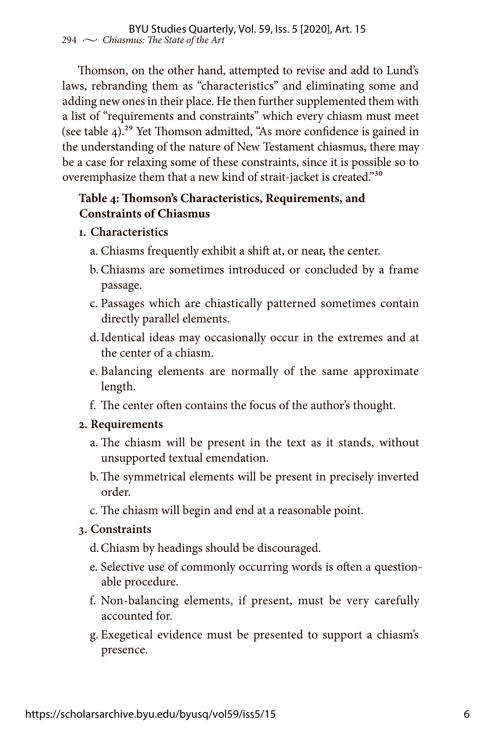Thomson, on the other hand, attempted to revise and add to Lund's laws, rebranding them as "characteristics" and eliminating some and adding new ones in their place. He then further supplemented them with a list of "requirements and constraints" which every chiasm must meet (see table 4).[29] Yet Thomson admitted, "As more confidence is gained in the understanding of the nature of New Testament chiasmus, there may be a case for relaxing some of these constraints, since it is possible so to overemphasize them that a new kind of strait-jacket is created."[30]

**Table 4: Thomson's Characteristics, Requirements, and Constraints of Chiasmus**

1. **Characteristics**
   a. Chiasms frequently exhibit a shift at, or near, the center.
   b. Chiasms are sometimes introduced or concluded by a frame passage.
   c. Passages which are chiastically patterned sometimes contain directly parallel elements.
   d. Identical ideas may occasionally occur in the extremes and at the center of a chiasm.
   e. Balancing elements are normally of the same approximate length.
   f. The center often contains the focus of the author's thought.
2. **Requirements**
   a. The chiasm will be present in the text as it stands, without unsupported textual emendation.
   b. The symmetrical elements will be present in precisely inverted order.
   c. The chiasm will begin and end at a reasonable point.
3. **Constraints**
   d. Chiasm by headings should be discouraged.
   e. Selective use of commonly occurring words is often a questionable procedure.
   f. Non-balancing elements, if present, must be very carefully accounted for.
   g. Exegetical evidence must be presented to support a chiasm's presence.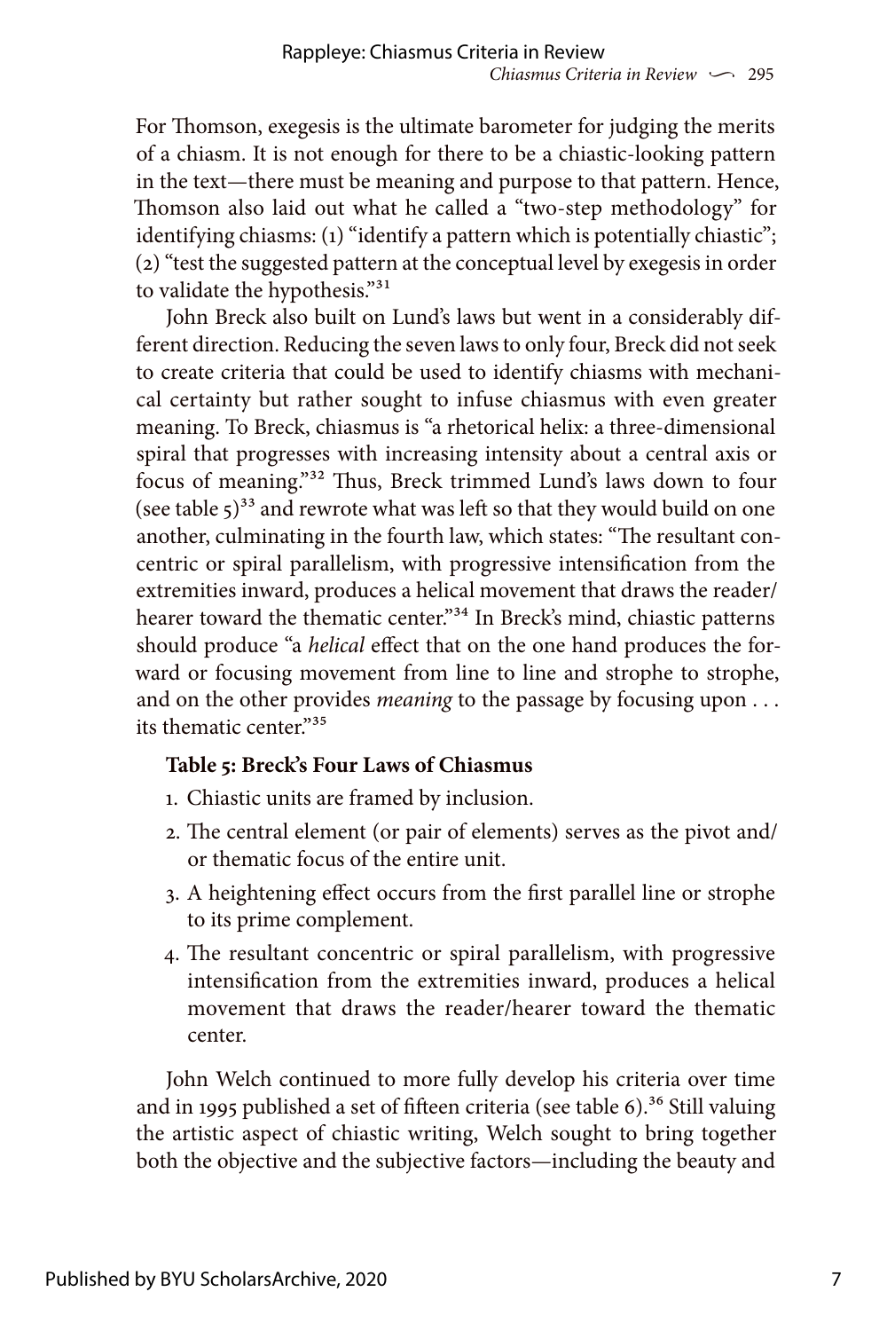For Thomson, exegesis is the ultimate barometer for judging the merits of a chiasm. It is not enough for there to be a chiastic-looking pattern in the text—there must be meaning and purpose to that pattern. Hence, Thomson also laid out what he called a "two-step methodology" for identifying chiasms: (1) "identify a pattern which is potentially chiastic"; (2) "test the suggested pattern at the conceptual level by exegesis in order to validate the hypothesis."[31]

John Breck also built on Lund's laws but went in a considerably different direction. Reducing the seven laws to only four, Breck did not seek to create criteria that could be used to identify chiasms with mechanical certainty but rather sought to infuse chiasmus with even greater meaning. To Breck, chiasmus is "a rhetorical helix: a three-dimensional spiral that progresses with increasing intensity about a central axis or focus of meaning."[32] Thus, Breck trimmed Lund's laws down to four (see table 5)[33] and rewrote what was left so that they would build on one another, culminating in the fourth law, which states: "The resultant concentric or spiral parallelism, with progressive intensification from the extremities inward, produces a helical movement that draws the reader/hearer toward the thematic center."[34] In Breck's mind, chiastic patterns should produce "a *helical* effect that on the one hand produces the forward or focusing movement from line to line and strophe to strophe, and on the other provides *meaning* to the passage by focusing upon . . . its thematic center."[35]

**Table 5: Breck's Four Laws of Chiasmus**

1. Chiastic units are framed by inclusion.
2. The central element (or pair of elements) serves as the pivot and/or thematic focus of the entire unit.
3. A heightening effect occurs from the first parallel line or strophe to its prime complement.
4. The resultant concentric or spiral parallelism, with progressive intensification from the extremities inward, produces a helical movement that draws the reader/hearer toward the thematic center.

John Welch continued to more fully develop his criteria over time and in 1995 published a set of fifteen criteria (see table 6).[36] Still valuing the artistic aspect of chiastic writing, Welch sought to bring together both the objective and the subjective factors—including the beauty and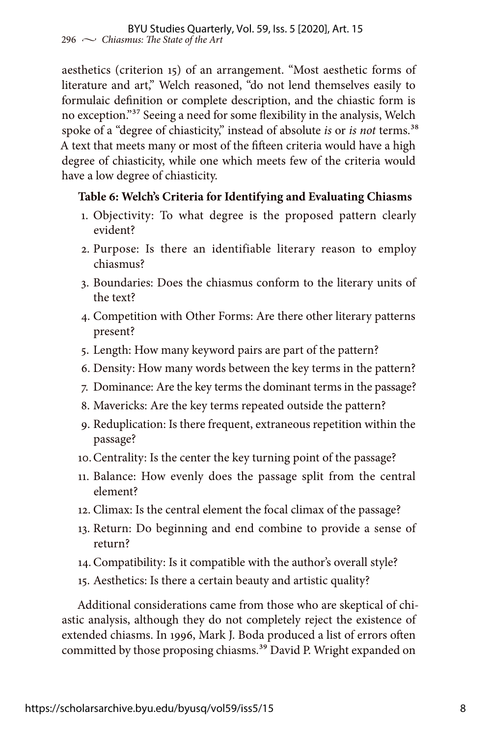aesthetics (criterion 15) of an arrangement. "Most aesthetic forms of literature and art," Welch reasoned, "do not lend themselves easily to formulaic definition or complete description, and the chiastic form is no exception."[37] Seeing a need for some flexibility in the analysis, Welch spoke of a "degree of chiasticity," instead of absolute *is* or *is not* terms.[38] A text that meets many or most of the fifteen criteria would have a high degree of chiasticity, while one which meets few of the criteria would have a low degree of chiasticity.

**Table 6: Welch's Criteria for Identifying and Evaluating Chiasms**

1. Objectivity: To what degree is the proposed pattern clearly evident?
2. Purpose: Is there an identifiable literary reason to employ chiasmus?
3. Boundaries: Does the chiasmus conform to the literary units of the text?
4. Competition with Other Forms: Are there other literary patterns present?
5. Length: How many keyword pairs are part of the pattern?
6. Density: How many words between the key terms in the pattern?
7. Dominance: Are the key terms the dominant terms in the passage?
8. Mavericks: Are the key terms repeated outside the pattern?
9. Reduplication: Is there frequent, extraneous repetition within the passage?
10. Centrality: Is the center the key turning point of the passage?
11. Balance: How evenly does the passage split from the central element?
12. Climax: Is the central element the focal climax of the passage?
13. Return: Do beginning and end combine to provide a sense of return?
14. Compatibility: Is it compatible with the author's overall style?
15. Aesthetics: Is there a certain beauty and artistic quality?

Additional considerations came from those who are skeptical of chiastic analysis, although they do not completely reject the existence of extended chiasms. In 1996, Mark J. Boda produced a list of errors often committed by those proposing chiasms.[39] David P. Wright expanded on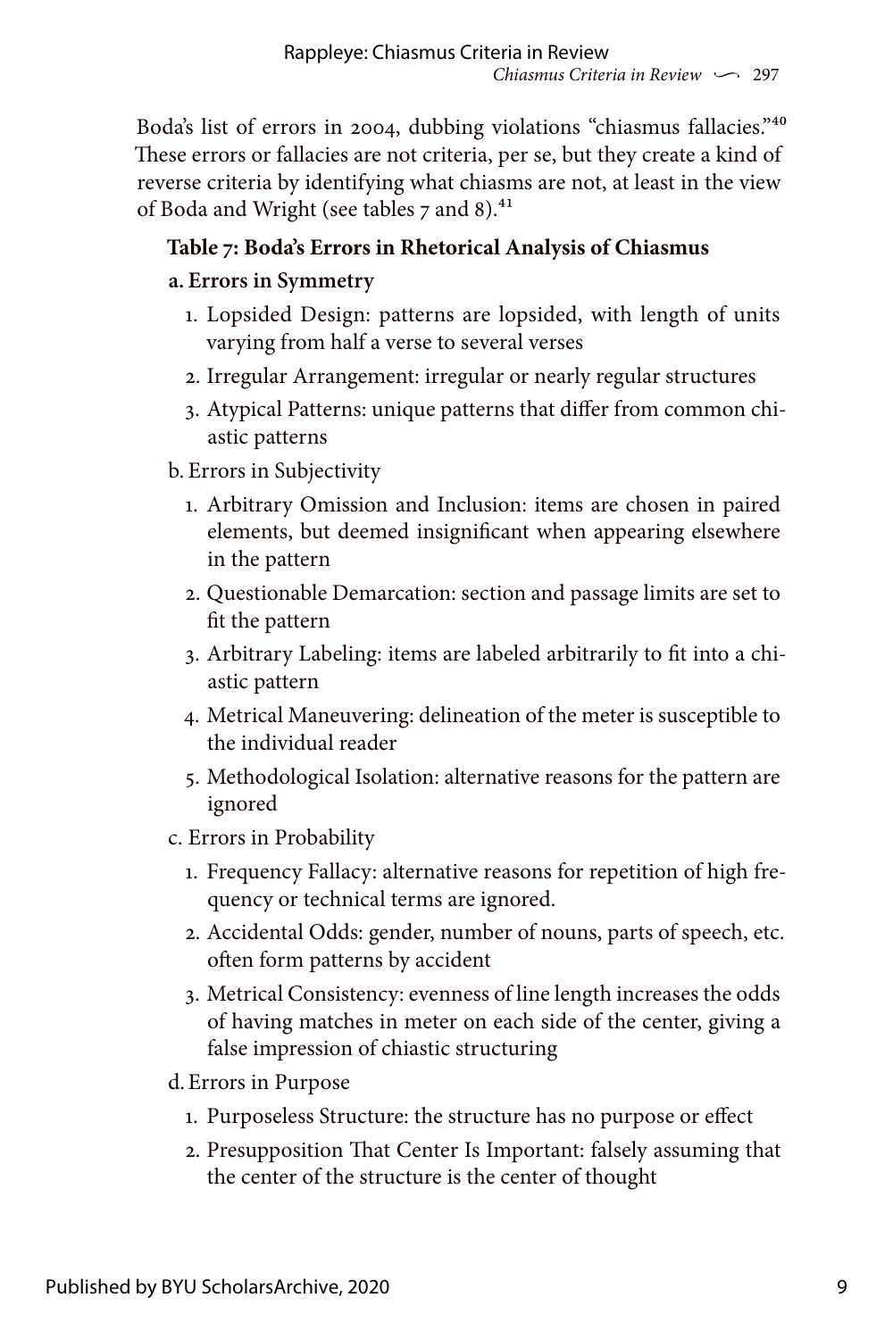Boda's list of errors in 2004, dubbing violations "chiasmus fallacies."[40] These errors or fallacies are not criteria, per se, but they create a kind of reverse criteria by identifying what chiasms are not, at least in the view of Boda and Wright (see tables 7 and 8).[41]

**Table 7: Boda's Errors in Rhetorical Analysis of Chiasmus**

**a. Errors in Symmetry**

1. Lopsided Design: patterns are lopsided, with length of units varying from half a verse to several verses
2. Irregular Arrangement: irregular or nearly regular structures
3. Atypical Patterns: unique patterns that differ from common chiastic patterns

b. Errors in Subjectivity

1. Arbitrary Omission and Inclusion: items are chosen in paired elements, but deemed insignificant when appearing elsewhere in the pattern
2. Questionable Demarcation: section and passage limits are set to fit the pattern
3. Arbitrary Labeling: items are labeled arbitrarily to fit into a chiastic pattern
4. Metrical Maneuvering: delineation of the meter is susceptible to the individual reader
5. Methodological Isolation: alternative reasons for the pattern are ignored

c. Errors in Probability

1. Frequency Fallacy: alternative reasons for repetition of high frequency or technical terms are ignored.
2. Accidental Odds: gender, number of nouns, parts of speech, etc. often form patterns by accident
3. Metrical Consistency: evenness of line length increases the odds of having matches in meter on each side of the center, giving a false impression of chiastic structuring

d. Errors in Purpose

1. Purposeless Structure: the structure has no purpose or effect
2. Presupposition That Center Is Important: falsely assuming that the center of the structure is the center of thought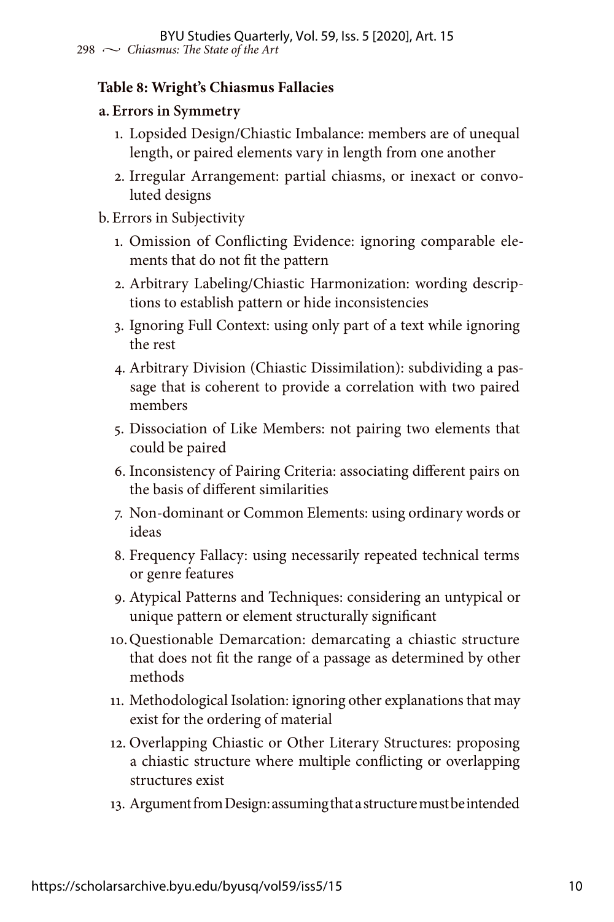**Table 8: Wright's Chiasmus Fallacies**

**a. Errors in Symmetry**

1. Lopsided Design/Chiastic Imbalance: members are of unequal length, or paired elements vary in length from one another
2. Irregular Arrangement: partial chiasms, or inexact or convoluted designs

b. Errors in Subjectivity

1. Omission of Conflicting Evidence: ignoring comparable elements that do not fit the pattern
2. Arbitrary Labeling/Chiastic Harmonization: wording descriptions to establish pattern or hide inconsistencies
3. Ignoring Full Context: using only part of a text while ignoring the rest
4. Arbitrary Division (Chiastic Dissimilation): subdividing a passage that is coherent to provide a correlation with two paired members
5. Dissociation of Like Members: not pairing two elements that could be paired
6. Inconsistency of Pairing Criteria: associating different pairs on the basis of different similarities
7. Non-dominant or Common Elements: using ordinary words or ideas
8. Frequency Fallacy: using necessarily repeated technical terms or genre features
9. Atypical Patterns and Techniques: considering an untypical or unique pattern or element structurally significant
10. Questionable Demarcation: demarcating a chiastic structure that does not fit the range of a passage as determined by other methods
11. Methodological Isolation: ignoring other explanations that may exist for the ordering of material
12. Overlapping Chiastic or Other Literary Structures: proposing a chiastic structure where multiple conflicting or overlapping structures exist
13. Argument from Design: assuming that a structure must be intended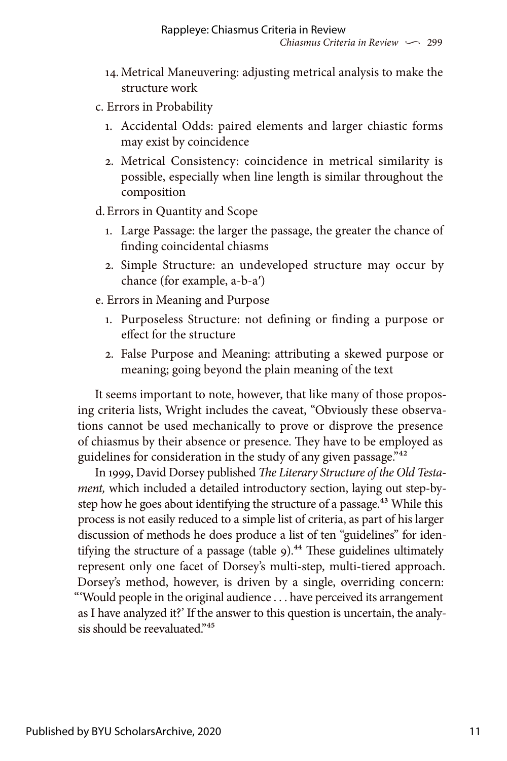14. Metrical Maneuvering: adjusting metrical analysis to make the structure work

c. Errors in Probability
   1. Accidental Odds: paired elements and larger chiastic forms may exist by coincidence
   2. Metrical Consistency: coincidence in metrical similarity is possible, especially when line length is similar throughout the composition

d. Errors in Quantity and Scope
   1. Large Passage: the larger the passage, the greater the chance of finding coincidental chiasms
   2. Simple Structure: an undeveloped structure may occur by chance (for example, a-b-a′)

e. Errors in Meaning and Purpose
   1. Purposeless Structure: not defining or finding a purpose or effect for the structure
   2. False Purpose and Meaning: attributing a skewed purpose or meaning; going beyond the plain meaning of the text

It seems important to note, however, that like many of those proposing criteria lists, Wright includes the caveat, "Obviously these observations cannot be used mechanically to prove or disprove the presence of chiasmus by their absence or presence. They have to be employed as guidelines for consideration in the study of any given passage."[42]

In 1999, David Dorsey published *The Literary Structure of the Old Testament,* which included a detailed introductory section, laying out step-by-step how he goes about identifying the structure of a passage.[43] While this process is not easily reduced to a simple list of criteria, as part of his larger discussion of methods he does produce a list of ten "guidelines" for identifying the structure of a passage (table 9).[44] These guidelines ultimately represent only one facet of Dorsey's multi-step, multi-tiered approach. Dorsey's method, however, is driven by a single, overriding concern: "'Would people in the original audience . . . have perceived its arrangement as I have analyzed it?' If the answer to this question is uncertain, the analysis should be reevaluated."[45]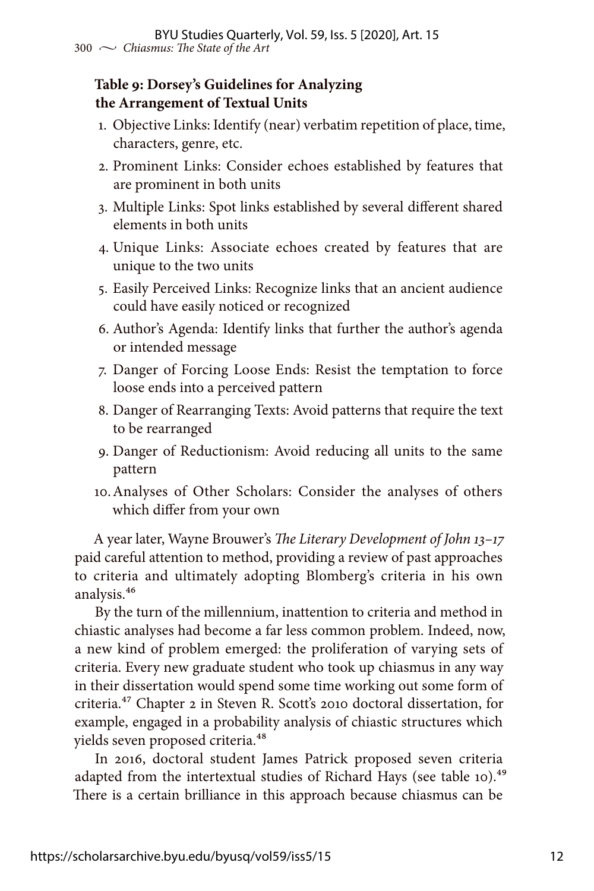**Table 9: Dorsey's Guidelines for Analyzing the Arrangement of Textual Units**

1. Objective Links: Identify (near) verbatim repetition of place, time, characters, genre, etc.
2. Prominent Links: Consider echoes established by features that are prominent in both units
3. Multiple Links: Spot links established by several different shared elements in both units
4. Unique Links: Associate echoes created by features that are unique to the two units
5. Easily Perceived Links: Recognize links that an ancient audience could have easily noticed or recognized
6. Author's Agenda: Identify links that further the author's agenda or intended message
7. Danger of Forcing Loose Ends: Resist the temptation to force loose ends into a perceived pattern
8. Danger of Rearranging Texts: Avoid patterns that require the text to be rearranged
9. Danger of Reductionism: Avoid reducing all units to the same pattern
10. Analyses of Other Scholars: Consider the analyses of others which differ from your own

A year later, Wayne Brouwer's *The Literary Development of John 13–17* paid careful attention to method, providing a review of past approaches to criteria and ultimately adopting Blomberg's criteria in his own analysis.[46]

By the turn of the millennium, inattention to criteria and method in chiastic analyses had become a far less common problem. Indeed, now, a new kind of problem emerged: the proliferation of varying sets of criteria. Every new graduate student who took up chiasmus in any way in their dissertation would spend some time working out some form of criteria.[47] Chapter 2 in Steven R. Scott's 2010 doctoral dissertation, for example, engaged in a probability analysis of chiastic structures which yields seven proposed criteria.[48]

In 2016, doctoral student James Patrick proposed seven criteria adapted from the intertextual studies of Richard Hays (see table 10).[49] There is a certain brilliance in this approach because chiasmus can be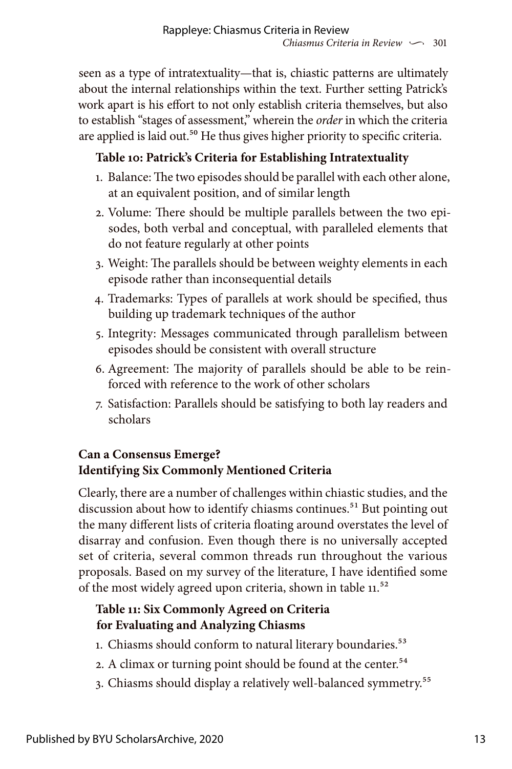seen as a type of intratextuality—that is, chiastic patterns are ultimately about the internal relationships within the text. Further setting Patrick's work apart is his effort to not only establish criteria themselves, but also to establish "stages of assessment," wherein the *order* in which the criteria are applied is laid out.[50] He thus gives higher priority to specific criteria.

**Table 10: Patrick's Criteria for Establishing Intratextuality**

1. Balance: The two episodes should be parallel with each other alone, at an equivalent position, and of similar length
2. Volume: There should be multiple parallels between the two episodes, both verbal and conceptual, with paralleled elements that do not feature regularly at other points
3. Weight: The parallels should be between weighty elements in each episode rather than inconsequential details
4. Trademarks: Types of parallels at work should be specified, thus building up trademark techniques of the author
5. Integrity: Messages communicated through parallelism between episodes should be consistent with overall structure
6. Agreement: The majority of parallels should be able to be reinforced with reference to the work of other scholars
7. Satisfaction: Parallels should be satisfying to both lay readers and scholars

### Can a Consensus Emerge? Identifying Six Commonly Mentioned Criteria

Clearly, there are a number of challenges within chiastic studies, and the discussion about how to identify chiasms continues.[51] But pointing out the many different lists of criteria floating around overstates the level of disarray and confusion. Even though there is no universally accepted set of criteria, several common threads run throughout the various proposals. Based on my survey of the literature, I have identified some of the most widely agreed upon criteria, shown in table 11.[52]

**Table 11: Six Commonly Agreed on Criteria for Evaluating and Analyzing Chiasms**

1. Chiasms should conform to natural literary boundaries.[53]
2. A climax or turning point should be found at the center.[54]
3. Chiasms should display a relatively well-balanced symmetry.[55]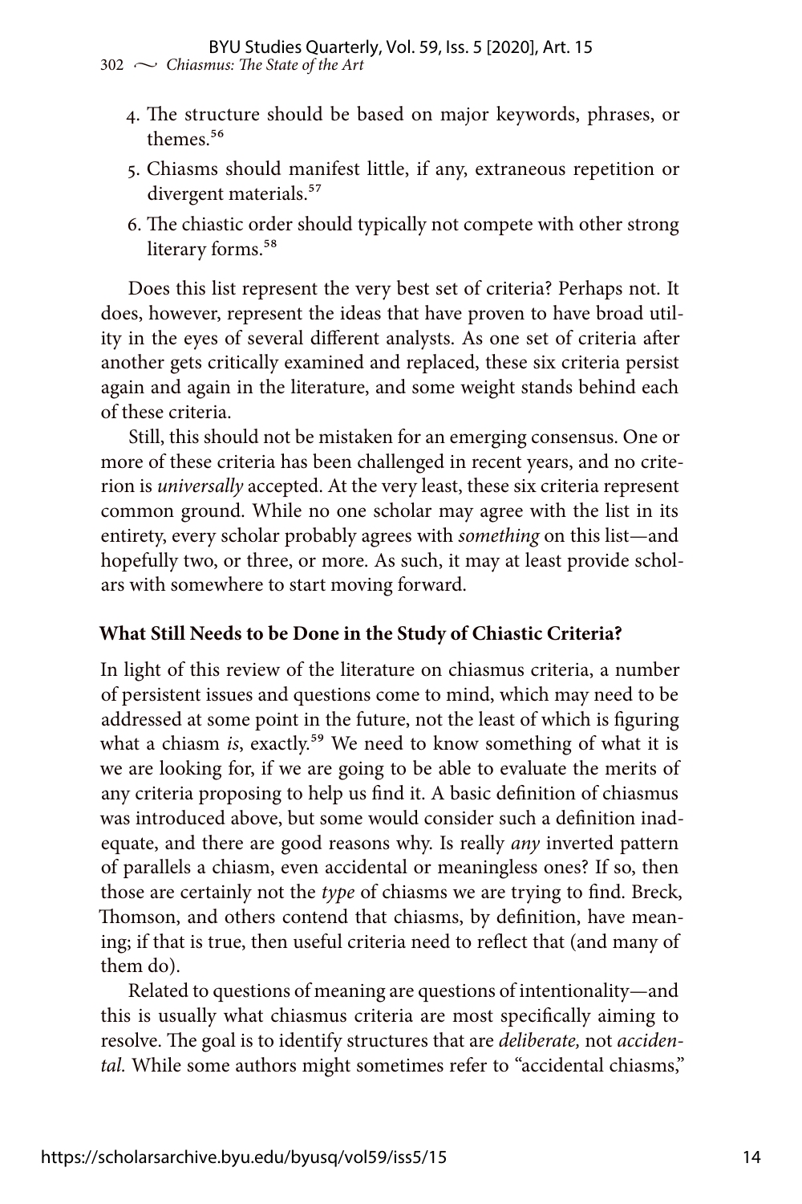4. The structure should be based on major keywords, phrases, or themes.[56]
5. Chiasms should manifest little, if any, extraneous repetition or divergent materials.[57]
6. The chiastic order should typically not compete with other strong literary forms.[58]

Does this list represent the very best set of criteria? Perhaps not. It does, however, represent the ideas that have proven to have broad utility in the eyes of several different analysts. As one set of criteria after another gets critically examined and replaced, these six criteria persist again and again in the literature, and some weight stands behind each of these criteria.

Still, this should not be mistaken for an emerging consensus. One or more of these criteria has been challenged in recent years, and no criterion is *universally* accepted. At the very least, these six criteria represent common ground. While no one scholar may agree with the list in its entirety, every scholar probably agrees with *something* on this list—and hopefully two, or three, or more. As such, it may at least provide scholars with somewhere to start moving forward.

**What Still Needs to be Done in the Study of Chiastic Criteria?**

In light of this review of the literature on chiasmus criteria, a number of persistent issues and questions come to mind, which may need to be addressed at some point in the future, not the least of which is figuring what a chiasm *is*, exactly.[59] We need to know something of what it is we are looking for, if we are going to be able to evaluate the merits of any criteria proposing to help us find it. A basic definition of chiasmus was introduced above, but some would consider such a definition inadequate, and there are good reasons why. Is really *any* inverted pattern of parallels a chiasm, even accidental or meaningless ones? If so, then those are certainly not the *type* of chiasms we are trying to find. Breck, Thomson, and others contend that chiasms, by definition, have meaning; if that is true, then useful criteria need to reflect that (and many of them do).

Related to questions of meaning are questions of intentionality—and this is usually what chiasmus criteria are most specifically aiming to resolve. The goal is to identify structures that are *deliberate,* not *accidental.* While some authors might sometimes refer to "accidental chiasms,"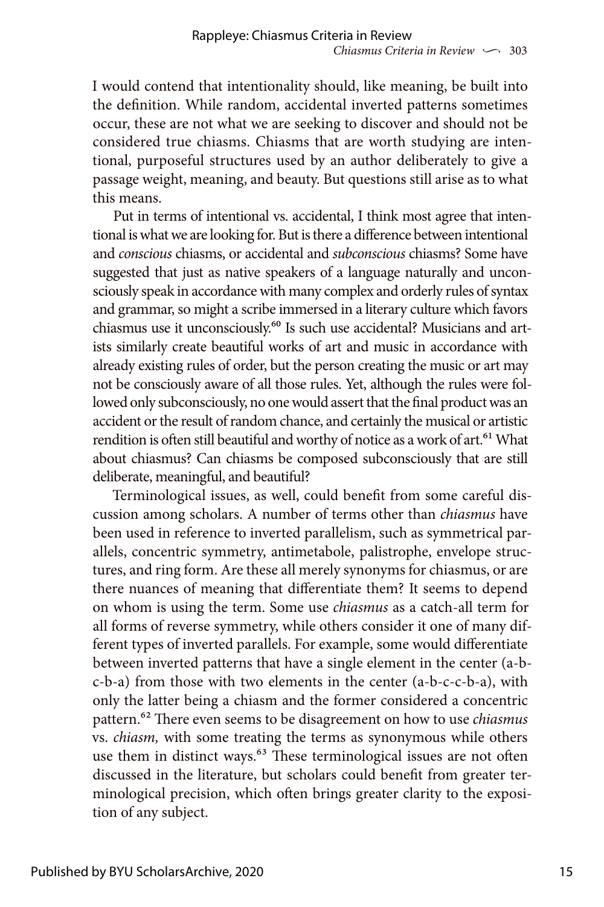I would contend that intentionality should, like meaning, be built into the definition. While random, accidental inverted patterns sometimes occur, these are not what we are seeking to discover and should not be considered true chiasms. Chiasms that are worth studying are intentional, purposeful structures used by an author deliberately to give a passage weight, meaning, and beauty. But questions still arise as to what this means.

Put in terms of intentional vs. accidental, I think most agree that intentional is what we are looking for. But is there a difference between intentional and *conscious* chiasms, or accidental and *subconscious* chiasms? Some have suggested that just as native speakers of a language naturally and unconsciously speak in accordance with many complex and orderly rules of syntax and grammar, so might a scribe immersed in a literary culture which favors chiasmus use it unconsciously.[60] Is such use accidental? Musicians and artists similarly create beautiful works of art and music in accordance with already existing rules of order, but the person creating the music or art may not be consciously aware of all those rules. Yet, although the rules were followed only subconsciously, no one would assert that the final product was an accident or the result of random chance, and certainly the musical or artistic rendition is often still beautiful and worthy of notice as a work of art.[61] What about chiasmus? Can chiasms be composed subconsciously that are still deliberate, meaningful, and beautiful?

Terminological issues, as well, could benefit from some careful discussion among scholars. A number of terms other than *chiasmus* have been used in reference to inverted parallelism, such as symmetrical parallels, concentric symmetry, antimetabole, palistrophe, envelope structures, and ring form. Are these all merely synonyms for chiasmus, or are there nuances of meaning that differentiate them? It seems to depend on whom is using the term. Some use *chiasmus* as a catch-all term for all forms of reverse symmetry, while others consider it one of many different types of inverted parallels. For example, some would differentiate between inverted patterns that have a single element in the center (a-b-c-b-a) from those with two elements in the center (a-b-c-c-b-a), with only the latter being a chiasm and the former considered a concentric pattern.[62] There even seems to be disagreement on how to use *chiasmus* vs. *chiasm,* with some treating the terms as synonymous while others use them in distinct ways.[63] These terminological issues are not often discussed in the literature, but scholars could benefit from greater terminological precision, which often brings greater clarity to the exposition of any subject.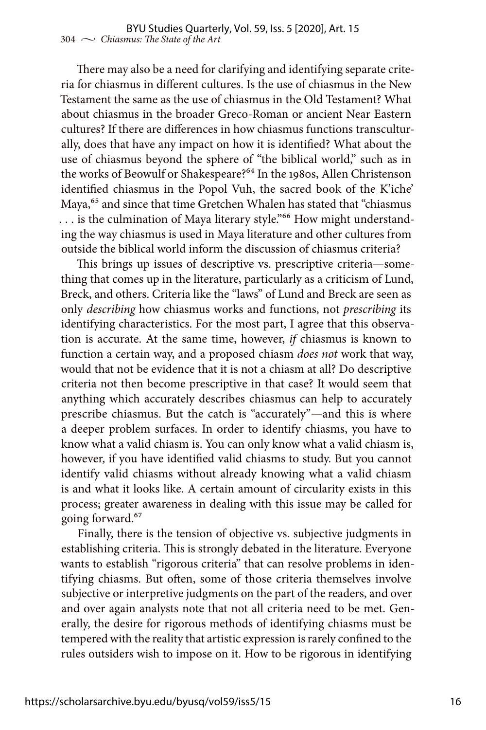There may also be a need for clarifying and identifying separate criteria for chiasmus in different cultures. Is the use of chiasmus in the New Testament the same as the use of chiasmus in the Old Testament? What about chiasmus in the broader Greco-Roman or ancient Near Eastern cultures? If there are differences in how chiasmus functions transculturally, does that have any impact on how it is identified? What about the use of chiasmus beyond the sphere of "the biblical world," such as in the works of Beowulf or Shakespeare?[64] In the 1980s, Allen Christenson identified chiasmus in the Popol Vuh, the sacred book of the K'iche' Maya,[65] and since that time Gretchen Whalen has stated that "chiasmus . . . is the culmination of Maya literary style."[66] How might understanding the way chiasmus is used in Maya literature and other cultures from outside the biblical world inform the discussion of chiasmus criteria?

This brings up issues of descriptive vs. prescriptive criteria—something that comes up in the literature, particularly as a criticism of Lund, Breck, and others. Criteria like the "laws" of Lund and Breck are seen as only *describing* how chiasmus works and functions, not *prescribing* its identifying characteristics. For the most part, I agree that this observation is accurate. At the same time, however, *if* chiasmus is known to function a certain way, and a proposed chiasm *does not* work that way, would that not be evidence that it is not a chiasm at all? Do descriptive criteria not then become prescriptive in that case? It would seem that anything which accurately describes chiasmus can help to accurately prescribe chiasmus. But the catch is "accurately"—and this is where a deeper problem surfaces. In order to identify chiasms, you have to know what a valid chiasm is. You can only know what a valid chiasm is, however, if you have identified valid chiasms to study. But you cannot identify valid chiasms without already knowing what a valid chiasm is and what it looks like. A certain amount of circularity exists in this process; greater awareness in dealing with this issue may be called for going forward.[67]

Finally, there is the tension of objective vs. subjective judgments in establishing criteria. This is strongly debated in the literature. Everyone wants to establish "rigorous criteria" that can resolve problems in identifying chiasms. But often, some of those criteria themselves involve subjective or interpretive judgments on the part of the readers, and over and over again analysts note that not all criteria need to be met. Generally, the desire for rigorous methods of identifying chiasms must be tempered with the reality that artistic expression is rarely confined to the rules outsiders wish to impose on it. How to be rigorous in identifying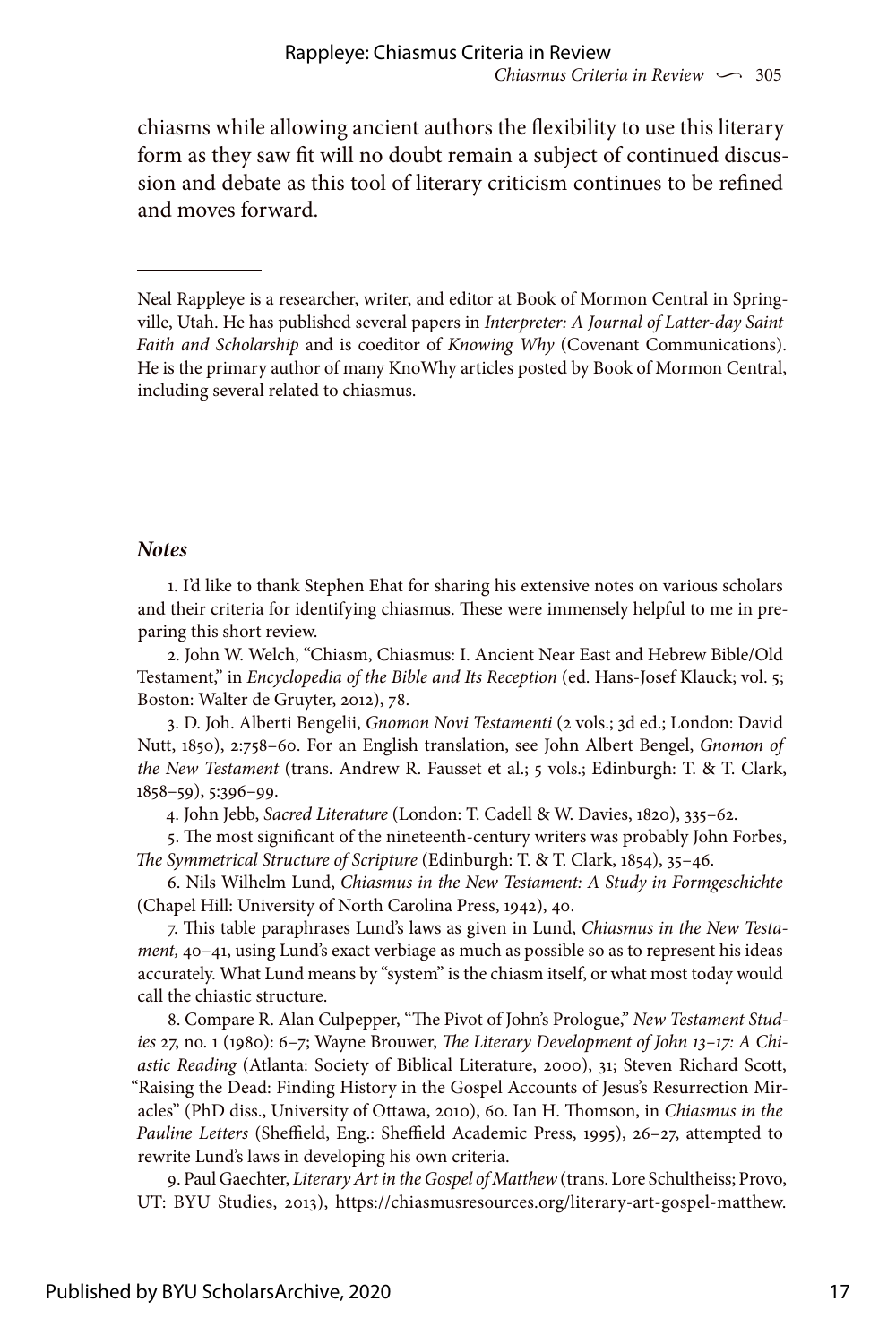chiasms while allowing ancient authors the flexibility to use this literary form as they saw fit will no doubt remain a subject of continued discussion and debate as this tool of literary criticism continues to be refined and moves forward.

---

Neal Rappleye is a researcher, writer, and editor at Book of Mormon Central in Springville, Utah. He has published several papers in *Interpreter: A Journal of Latter-day Saint Faith and Scholarship* and is coeditor of *Knowing Why* (Covenant Communications). He is the primary author of many KnoWhy articles posted by Book of Mormon Central, including several related to chiasmus.

### *Notes*

1. I'd like to thank Stephen Ehat for sharing his extensive notes on various scholars and their criteria for identifying chiasmus. These were immensely helpful to me in preparing this short review.

2. John W. Welch, "Chiasm, Chiasmus: I. Ancient Near East and Hebrew Bible/Old Testament," in *Encyclopedia of the Bible and Its Reception* (ed. Hans-Josef Klauck; vol. 5; Boston: Walter de Gruyter, 2012), 78.

3. D. Joh. Alberti Bengelii, *Gnomon Novi Testamenti* (2 vols.; 3d ed.; London: David Nutt, 1850), 2:758–60. For an English translation, see John Albert Bengel, *Gnomon of the New Testament* (trans. Andrew R. Fausset et al.; 5 vols.; Edinburgh: T. & T. Clark, 1858–59), 5:396–99.

4. John Jebb, *Sacred Literature* (London: T. Cadell & W. Davies, 1820), 335–62.

5. The most significant of the nineteenth-century writers was probably John Forbes, *The Symmetrical Structure of Scripture* (Edinburgh: T. & T. Clark, 1854), 35–46.

6. Nils Wilhelm Lund, *Chiasmus in the New Testament: A Study in Formgeschichte* (Chapel Hill: University of North Carolina Press, 1942), 40.

7. This table paraphrases Lund's laws as given in Lund, *Chiasmus in the New Testament,* 40–41, using Lund's exact verbiage as much as possible so as to represent his ideas accurately. What Lund means by "system" is the chiasm itself, or what most today would call the chiastic structure.

8. Compare R. Alan Culpepper, "The Pivot of John's Prologue," *New Testament Studies* 27, no. 1 (1980): 6–7; Wayne Brouwer, *The Literary Development of John 13–17: A Chiastic Reading* (Atlanta: Society of Biblical Literature, 2000), 31; Steven Richard Scott, "Raising the Dead: Finding History in the Gospel Accounts of Jesus's Resurrection Miracles" (PhD diss., University of Ottawa, 2010), 60. Ian H. Thomson, in *Chiasmus in the Pauline Letters* (Sheffield, Eng.: Sheffield Academic Press, 1995), 26–27, attempted to rewrite Lund's laws in developing his own criteria.

9. Paul Gaechter, *Literary Art in the Gospel of Matthew* (trans. Lore Schultheiss; Provo, UT: BYU Studies, 2013), https://chiasmusresources.org/literary-art-gospel-matthew.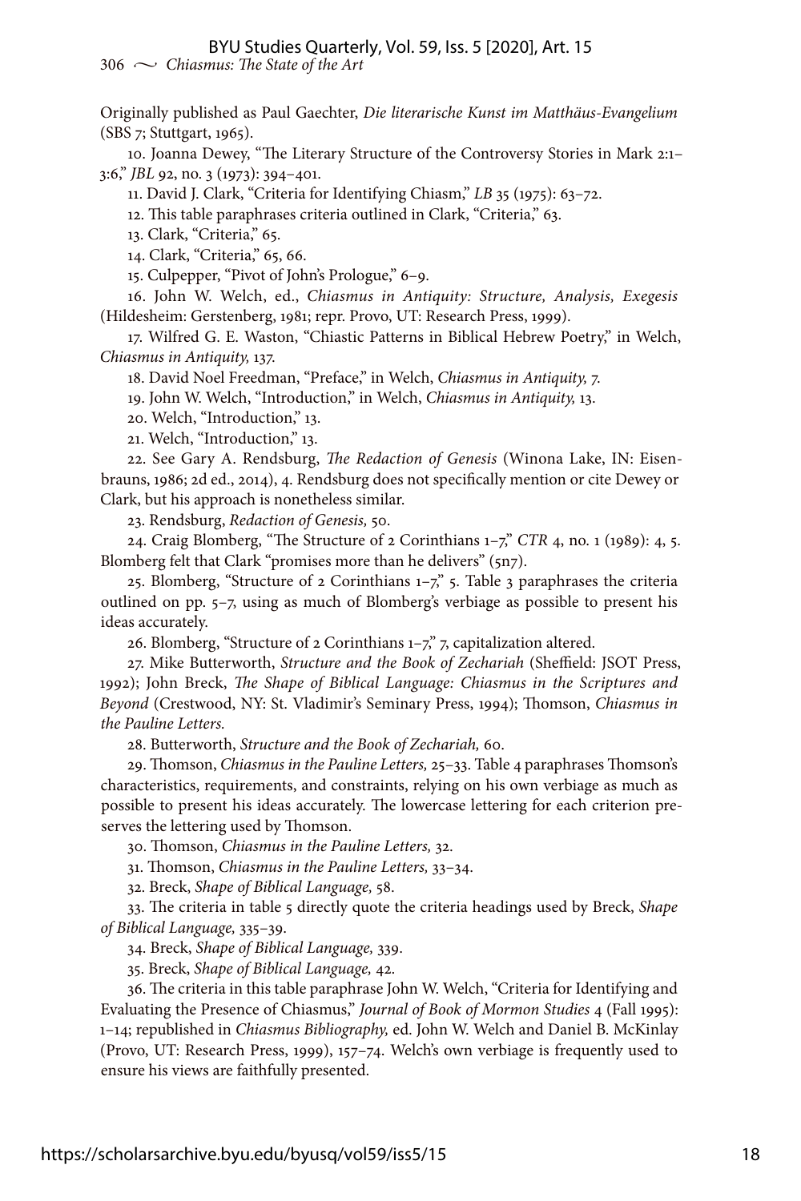Originally published as Paul Gaechter, *Die literarische Kunst im Matthäus-Evangelium* (SBS 7; Stuttgart, 1965).

10. Joanna Dewey, "The Literary Structure of the Controversy Stories in Mark 2:1–3:6," *JBL* 92, no. 3 (1973): 394–401.

11. David J. Clark, "Criteria for Identifying Chiasm," *LB* 35 (1975): 63–72.

12. This table paraphrases criteria outlined in Clark, "Criteria," 63.

13. Clark, "Criteria," 65.

14. Clark, "Criteria," 65, 66.

15. Culpepper, "Pivot of John's Prologue," 6–9.

16. John W. Welch, ed., *Chiasmus in Antiquity: Structure, Analysis, Exegesis* (Hildesheim: Gerstenberg, 1981; repr. Provo, UT: Research Press, 1999).

17. Wilfred G. E. Waston, "Chiastic Patterns in Biblical Hebrew Poetry," in Welch, *Chiasmus in Antiquity,* 137.

18. David Noel Freedman, "Preface," in Welch, *Chiasmus in Antiquity,* 7.

19. John W. Welch, "Introduction," in Welch, *Chiasmus in Antiquity,* 13.

20. Welch, "Introduction," 13.

21. Welch, "Introduction," 13.

22. See Gary A. Rendsburg, *The Redaction of Genesis* (Winona Lake, IN: Eisenbrauns, 1986; 2d ed., 2014), 4. Rendsburg does not specifically mention or cite Dewey or Clark, but his approach is nonetheless similar.

23. Rendsburg, *Redaction of Genesis,* 50.

24. Craig Blomberg, "The Structure of 2 Corinthians 1–7," *CTR* 4, no. 1 (1989): 4, 5. Blomberg felt that Clark "promises more than he delivers" (5n7).

25. Blomberg, "Structure of 2 Corinthians 1–7," 5. Table 3 paraphrases the criteria outlined on pp. 5–7, using as much of Blomberg's verbiage as possible to present his ideas accurately.

26. Blomberg, "Structure of 2 Corinthians 1–7," 7, capitalization altered.

27. Mike Butterworth, *Structure and the Book of Zechariah* (Sheffield: JSOT Press, 1992); John Breck, *The Shape of Biblical Language: Chiasmus in the Scriptures and Beyond* (Crestwood, NY: St. Vladimir's Seminary Press, 1994); Thomson, *Chiasmus in the Pauline Letters.*

28. Butterworth, *Structure and the Book of Zechariah,* 60.

29. Thomson, *Chiasmus in the Pauline Letters,* 25–33. Table 4 paraphrases Thomson's characteristics, requirements, and constraints, relying on his own verbiage as much as possible to present his ideas accurately. The lowercase lettering for each criterion preserves the lettering used by Thomson.

30. Thomson, *Chiasmus in the Pauline Letters,* 32.

31. Thomson, *Chiasmus in the Pauline Letters,* 33–34.

32. Breck, *Shape of Biblical Language,* 58.

33. The criteria in table 5 directly quote the criteria headings used by Breck, *Shape of Biblical Language,* 335–39.

34. Breck, *Shape of Biblical Language,* 339.

35. Breck, *Shape of Biblical Language,* 42.

36. The criteria in this table paraphrase John W. Welch, "Criteria for Identifying and Evaluating the Presence of Chiasmus," *Journal of Book of Mormon Studies* 4 (Fall 1995): 1–14; republished in *Chiasmus Bibliography,* ed. John W. Welch and Daniel B. McKinlay (Provo, UT: Research Press, 1999), 157–74. Welch's own verbiage is frequently used to ensure his views are faithfully presented.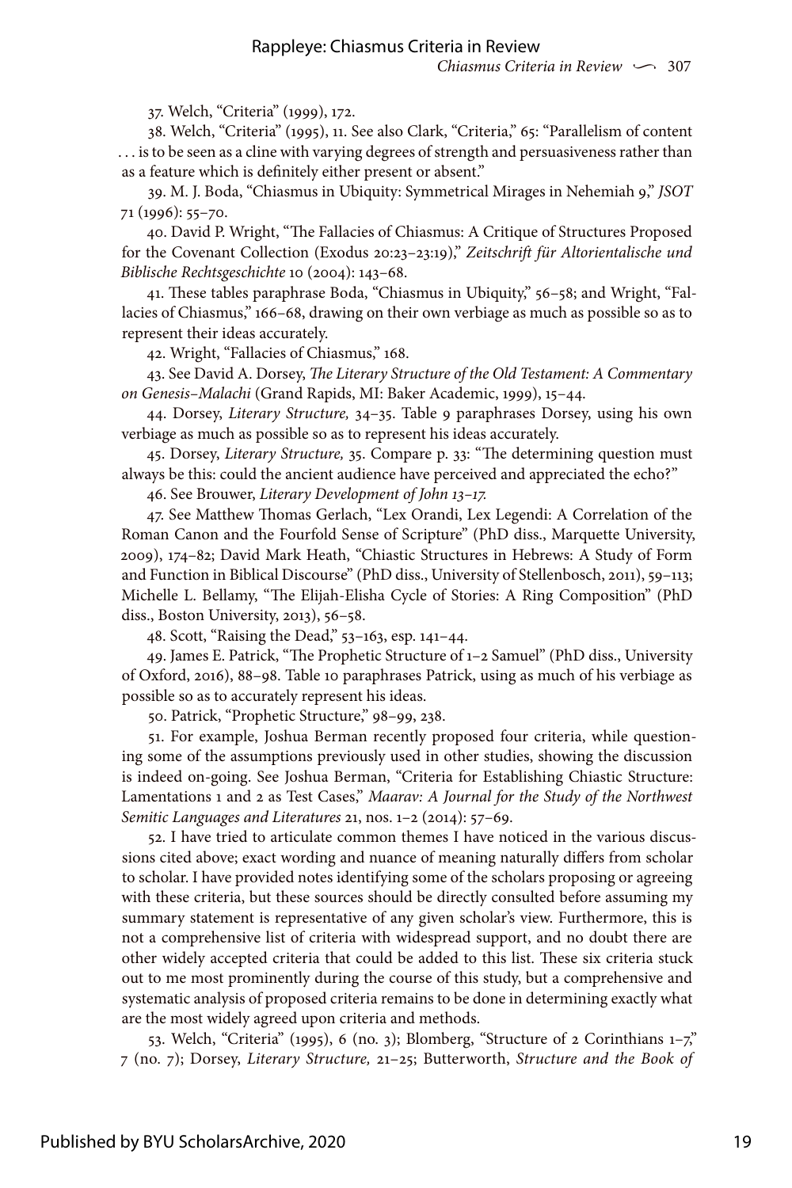37. Welch, "Criteria" (1999), 172.

38. Welch, "Criteria" (1995), 11. See also Clark, "Criteria," 65: "Parallelism of content . . . is to be seen as a cline with varying degrees of strength and persuasiveness rather than as a feature which is definitely either present or absent."

39. M. J. Boda, "Chiasmus in Ubiquity: Symmetrical Mirages in Nehemiah 9," *JSOT* 71 (1996): 55–70.

40. David P. Wright, "The Fallacies of Chiasmus: A Critique of Structures Proposed for the Covenant Collection (Exodus 20:23–23:19)," *Zeitschrift für Altorientalische und Biblische Rechtsgeschichte* 10 (2004): 143–68.

41. These tables paraphrase Boda, "Chiasmus in Ubiquity," 56–58; and Wright, "Fallacies of Chiasmus," 166–68, drawing on their own verbiage as much as possible so as to represent their ideas accurately.

42. Wright, "Fallacies of Chiasmus," 168.

43. See David A. Dorsey, *The Literary Structure of the Old Testament: A Commentary on Genesis–Malachi* (Grand Rapids, MI: Baker Academic, 1999), 15–44.

44. Dorsey, *Literary Structure,* 34–35. Table 9 paraphrases Dorsey, using his own verbiage as much as possible so as to represent his ideas accurately.

45. Dorsey, *Literary Structure,* 35. Compare p. 33: "The determining question must always be this: could the ancient audience have perceived and appreciated the echo?"

46. See Brouwer, *Literary Development of John 13–17.*

47. See Matthew Thomas Gerlach, "Lex Orandi, Lex Legendi: A Correlation of the Roman Canon and the Fourfold Sense of Scripture" (PhD diss., Marquette University, 2009), 174–82; David Mark Heath, "Chiastic Structures in Hebrews: A Study of Form and Function in Biblical Discourse" (PhD diss., University of Stellenbosch, 2011), 59–113; Michelle L. Bellamy, "The Elijah-Elisha Cycle of Stories: A Ring Composition" (PhD diss., Boston University, 2013), 56–58.

48. Scott, "Raising the Dead," 53–163, esp. 141–44.

49. James E. Patrick, "The Prophetic Structure of 1–2 Samuel" (PhD diss., University of Oxford, 2016), 88–98. Table 10 paraphrases Patrick, using as much of his verbiage as possible so as to accurately represent his ideas.

50. Patrick, "Prophetic Structure," 98–99, 238.

51. For example, Joshua Berman recently proposed four criteria, while questioning some of the assumptions previously used in other studies, showing the discussion is indeed on-going. See Joshua Berman, "Criteria for Establishing Chiastic Structure: Lamentations 1 and 2 as Test Cases," *Maarav: A Journal for the Study of the Northwest Semitic Languages and Literatures* 21, nos. 1–2 (2014): 57–69.

52. I have tried to articulate common themes I have noticed in the various discussions cited above; exact wording and nuance of meaning naturally differs from scholar to scholar. I have provided notes identifying some of the scholars proposing or agreeing with these criteria, but these sources should be directly consulted before assuming my summary statement is representative of any given scholar's view. Furthermore, this is not a comprehensive list of criteria with widespread support, and no doubt there are other widely accepted criteria that could be added to this list. These six criteria stuck out to me most prominently during the course of this study, but a comprehensive and systematic analysis of proposed criteria remains to be done in determining exactly what are the most widely agreed upon criteria and methods.

53. Welch, "Criteria" (1995), 6 (no. 3); Blomberg, "Structure of 2 Corinthians 1–7," 7 (no. 7); Dorsey, *Literary Structure,* 21–25; Butterworth, *Structure and the Book of*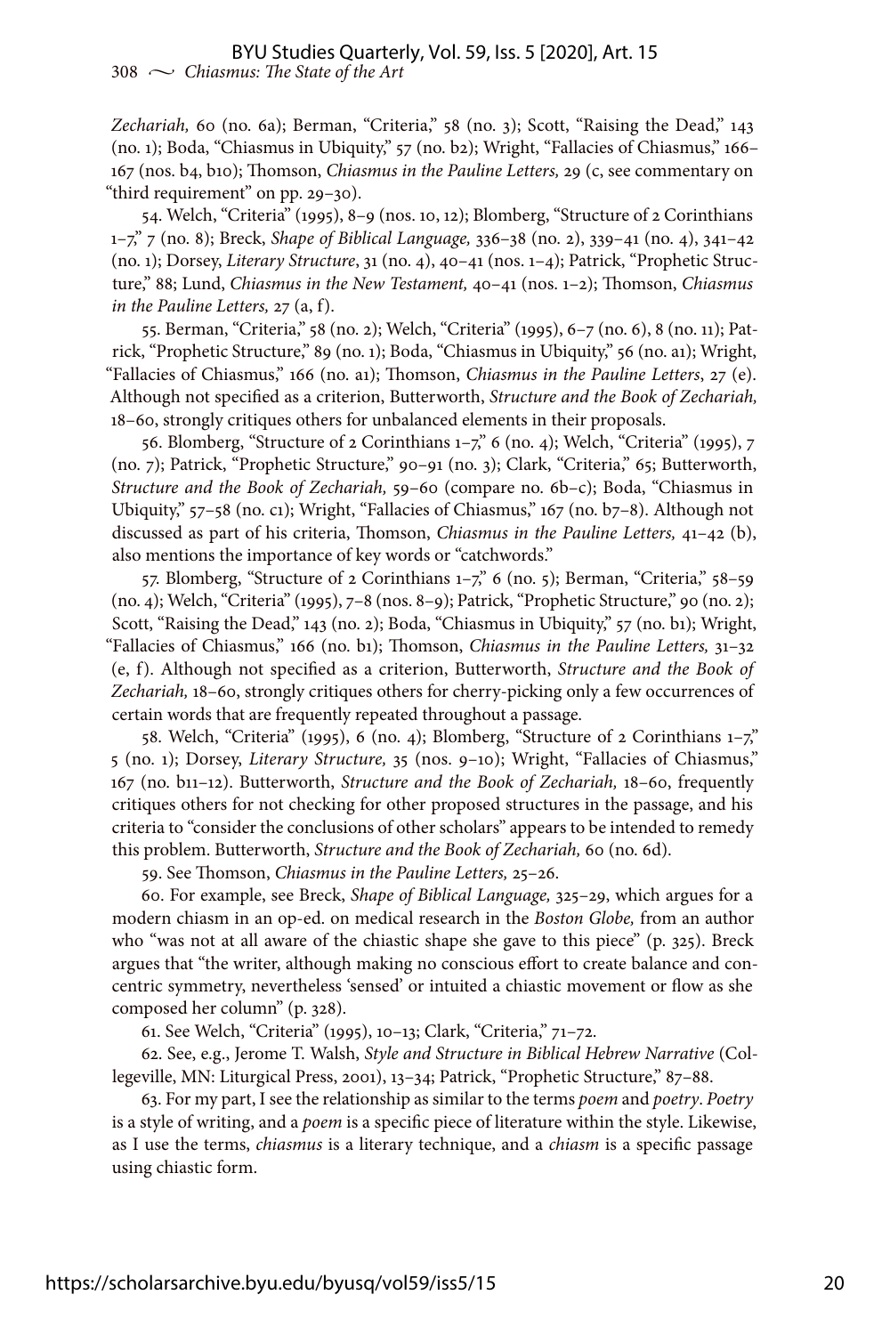*Zechariah,* 60 (no. 6a); Berman, "Criteria," 58 (no. 3); Scott, "Raising the Dead," 143 (no. 1); Boda, "Chiasmus in Ubiquity," 57 (no. b2); Wright, "Fallacies of Chiasmus," 166–167 (nos. b4, b10); Thomson, *Chiasmus in the Pauline Letters,* 29 (c, see commentary on "third requirement" on pp. 29–30).

54. Welch, "Criteria" (1995), 8–9 (nos. 10, 12); Blomberg, "Structure of 2 Corinthians 1–7," 7 (no. 8); Breck, *Shape of Biblical Language,* 336–38 (no. 2), 339–41 (no. 4), 341–42 (no. 1); Dorsey, *Literary Structure*, 31 (no. 4), 40–41 (nos. 1–4); Patrick, "Prophetic Structure," 88; Lund, *Chiasmus in the New Testament,* 40–41 (nos. 1–2); Thomson, *Chiasmus in the Pauline Letters,* 27 (a, f).

55. Berman, "Criteria," 58 (no. 2); Welch, "Criteria" (1995), 6–7 (no. 6), 8 (no. 11); Patrick, "Prophetic Structure," 89 (no. 1); Boda, "Chiasmus in Ubiquity," 56 (no. a1); Wright, "Fallacies of Chiasmus," 166 (no. a1); Thomson, *Chiasmus in the Pauline Letters*, 27 (e). Although not specified as a criterion, Butterworth, *Structure and the Book of Zechariah,* 18–60, strongly critiques others for unbalanced elements in their proposals.

56. Blomberg, "Structure of 2 Corinthians 1–7," 6 (no. 4); Welch, "Criteria" (1995), 7 (no. 7); Patrick, "Prophetic Structure," 90–91 (no. 3); Clark, "Criteria," 65; Butterworth, *Structure and the Book of Zechariah,* 59–60 (compare no. 6b–c); Boda, "Chiasmus in Ubiquity," 57–58 (no. c1); Wright, "Fallacies of Chiasmus," 167 (no. b7–8). Although not discussed as part of his criteria, Thomson, *Chiasmus in the Pauline Letters,* 41–42 (b), also mentions the importance of key words or "catchwords."

57. Blomberg, "Structure of 2 Corinthians 1–7," 6 (no. 5); Berman, "Criteria," 58–59 (no. 4); Welch, "Criteria" (1995), 7–8 (nos. 8–9); Patrick, "Prophetic Structure," 90 (no. 2); Scott, "Raising the Dead," 143 (no. 2); Boda, "Chiasmus in Ubiquity," 57 (no. b1); Wright, "Fallacies of Chiasmus," 166 (no. b1); Thomson, *Chiasmus in the Pauline Letters,* 31–32 (e, f). Although not specified as a criterion, Butterworth, *Structure and the Book of Zechariah,* 18–60, strongly critiques others for cherry-picking only a few occurrences of certain words that are frequently repeated throughout a passage.

58. Welch, "Criteria" (1995), 6 (no. 4); Blomberg, "Structure of 2 Corinthians 1–7," 5 (no. 1); Dorsey, *Literary Structure,* 35 (nos. 9–10); Wright, "Fallacies of Chiasmus," 167 (no. b11–12). Butterworth, *Structure and the Book of Zechariah,* 18–60, frequently critiques others for not checking for other proposed structures in the passage, and his criteria to "consider the conclusions of other scholars" appears to be intended to remedy this problem. Butterworth, *Structure and the Book of Zechariah,* 60 (no. 6d).

59. See Thomson, *Chiasmus in the Pauline Letters,* 25–26.

60. For example, see Breck, *Shape of Biblical Language,* 325–29, which argues for a modern chiasm in an op-ed. on medical research in the *Boston Globe,* from an author who "was not at all aware of the chiastic shape she gave to this piece" (p. 325). Breck argues that "the writer, although making no conscious effort to create balance and concentric symmetry, nevertheless 'sensed' or intuited a chiastic movement or flow as she composed her column" (p. 328).

61. See Welch, "Criteria" (1995), 10–13; Clark, "Criteria," 71–72.

62. See, e.g., Jerome T. Walsh, *Style and Structure in Biblical Hebrew Narrative* (Collegeville, MN: Liturgical Press, 2001), 13–34; Patrick, "Prophetic Structure," 87–88.

63. For my part, I see the relationship as similar to the terms *poem* and *poetry*. *Poetry* is a style of writing, and a *poem* is a specific piece of literature within the style. Likewise, as I use the terms, *chiasmus* is a literary technique, and a *chiasm* is a specific passage using chiastic form.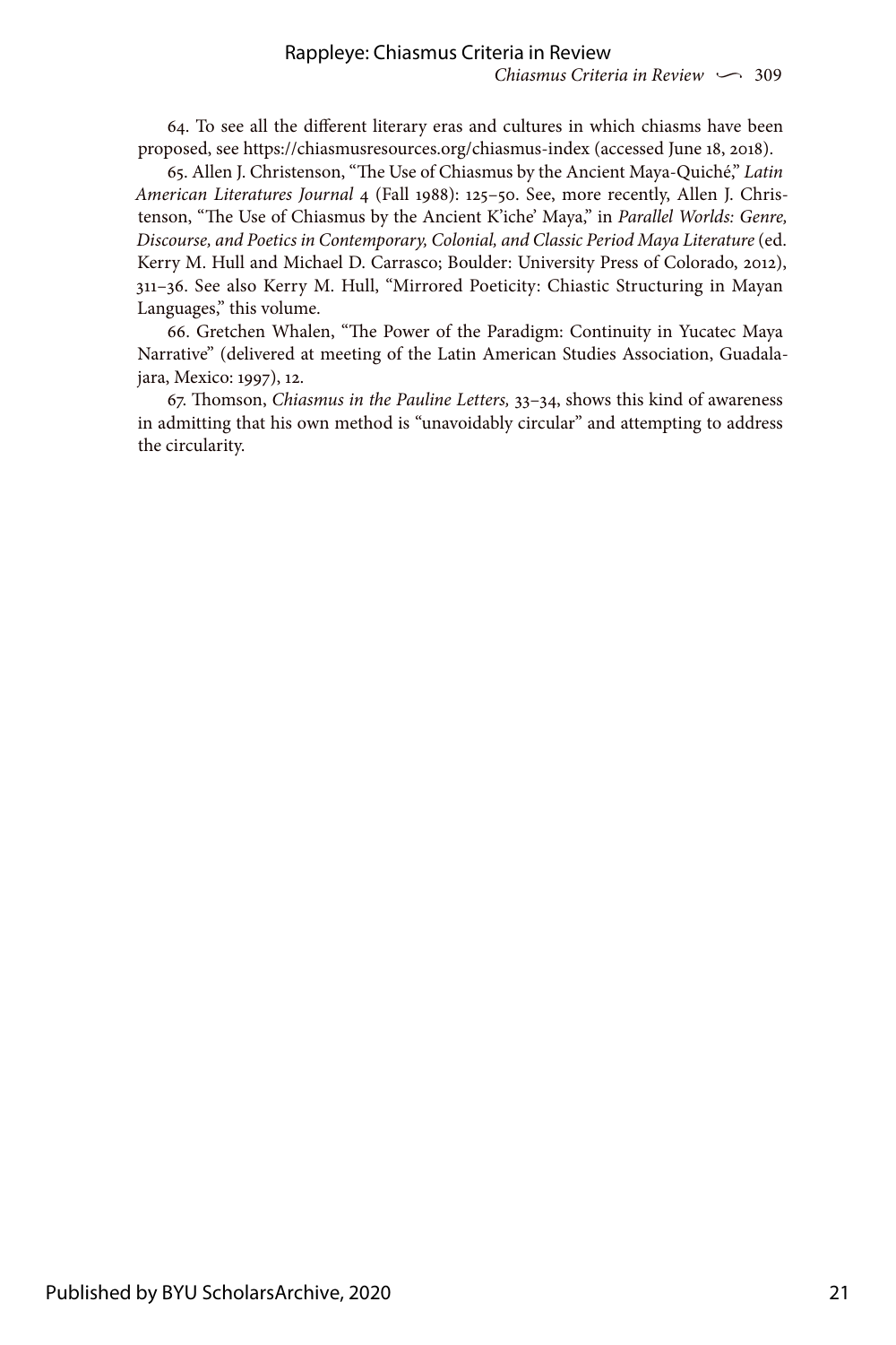64. To see all the different literary eras and cultures in which chiasms have been proposed, see https://chiasmusresources.org/chiasmus-index (accessed June 18, 2018).

65. Allen J. Christenson, "The Use of Chiasmus by the Ancient Maya-Quiché," *Latin American Literatures Journal* 4 (Fall 1988): 125–50. See, more recently, Allen J. Christenson, "The Use of Chiasmus by the Ancient K'iche' Maya," in *Parallel Worlds: Genre, Discourse, and Poetics in Contemporary, Colonial, and Classic Period Maya Literature* (ed. Kerry M. Hull and Michael D. Carrasco; Boulder: University Press of Colorado, 2012), 311–36. See also Kerry M. Hull, "Mirrored Poeticity: Chiastic Structuring in Mayan Languages," this volume.

66. Gretchen Whalen, "The Power of the Paradigm: Continuity in Yucatec Maya Narrative" (delivered at meeting of the Latin American Studies Association, Guadalajara, Mexico: 1997), 12.

67. Thomson, *Chiasmus in the Pauline Letters,* 33–34, shows this kind of awareness in admitting that his own method is "unavoidably circular" and attempting to address the circularity.